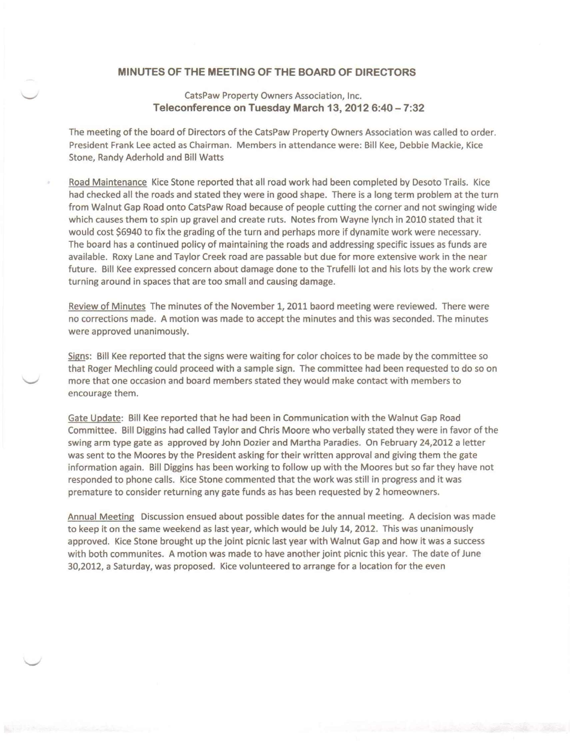# MINUTES OF THE MEETING OF THE BOARD OF DIRECTORS

CatsPaw Property Owners Association, Inc.

**Teleconference on Tuesday March 13, 2012 6:40 – 7:32**

The meeting of the board of Directors of the CatsPaw Property Owners Association was called to order. President Frank Lee acted as Chairman. Members in attendance were: Bill Kee, Debbie Mackie, Kice Stone, Randy Aderhold and Bill Watts

Road Maintenance Kice Stone reported that all road work had been completed by Desoto Trails. Kice had checked all the roads and stated they were in good shape. There is a long term problem at the turn from Walnut Gap Road onto CatsPaw Road because of people cutting the corner and not swinging wide which causes them to spin up gravel and create ruts. Notes from Wayne lynch in 2010 stated that it would cost $6940 to fix the grading of the turn and perhaps more if dynamite work were necessary. The board has a continued policy of maintaining the roads and addressing specific issues as funds are available. Roxy Lane and Taylor Creek road are passable but due for more extensive work in the near future. Bill Kee expressed concern about damage done to the Trufelli lot and his lots by the work crew turning around in spaces that are too small and causing damage.

Review of Minutes The minutes of the November 1, 2011 baord meeting were reviewed. There were no corrections made. A motion was made to accept the minutes and this was seconded. The minutes were approved unanimously.

Signs: Bill Kee reported that the signs were waiting for color choices to be made by the committee so that Roger Mechling could proceed with a sample sign. The committee had been requested to do so on more that one occasion and board members stated they would make contact with members to encourage them.

Gate Update: Bill Kee reported that he had been in Communication with the Walnut Gap Road Committee. Bill Diggins had called Taylor and Chris Moore who verbally stated they were in favor of the swing arm type gate as approved by John Dozier and Martha Paradies. On February 24,2012 a letter was sent to the Moores by the President asking for their written approval and giving them the gate information again. Bill Diggins has been working to follow up with the Moores but so far they have not responded to phone calls. Kice Stone commented that the work was still in progress and it was premature to consider returning any gate funds as has been requested by 2 homeowners.

Annual Meeting Discussion ensued about possible dates for the annual meeting. A decision was made to keep it on the same weekend as last year, which would be July 14, 2012. This was unanimously approved. Kice Stone brought up the joint picnic last year with Walnut Gap and how it was a success with both communites. A motion was made to have another joint picnic this year. The date of June 30,2012, a Saturday, was proposed. Kice volunteered to arrange for a location for the even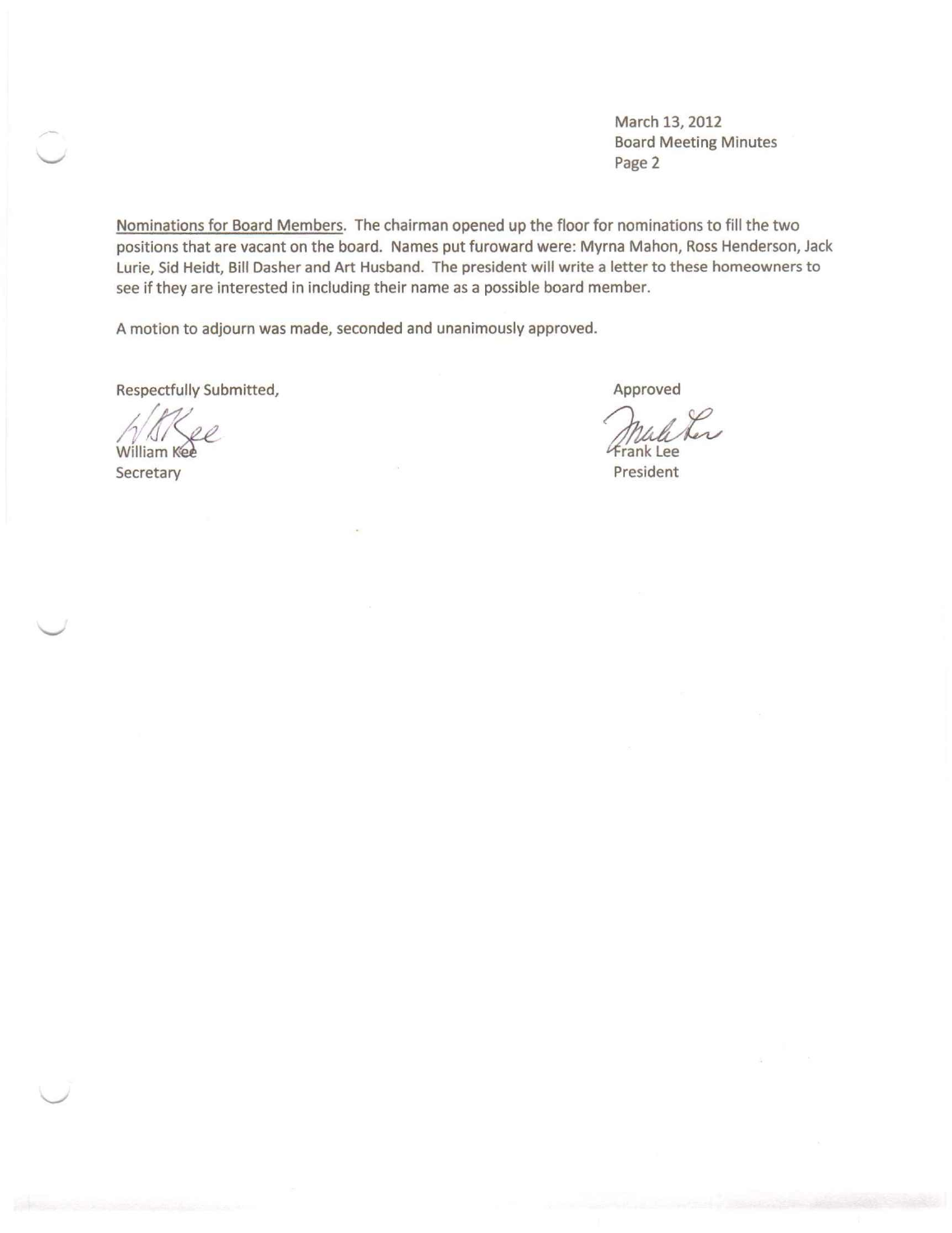Nominations for Board Members. The chairman opened up the floor for nominations to fill the two positions that are vacant on the board. Names put furoward were: Myrna Mahon, Ross Henderson, Jack Lurie, Sid Heidt, Bill Dasher and Art Husband. The president will write a letter to these homeowners to see if they are interested in including their name as a possible board member.

A motion to adjourn was made, seconded and unanimously approved.

Respectfully Submitted,

William Kee
Secretary

Approved

Frank Lee
President